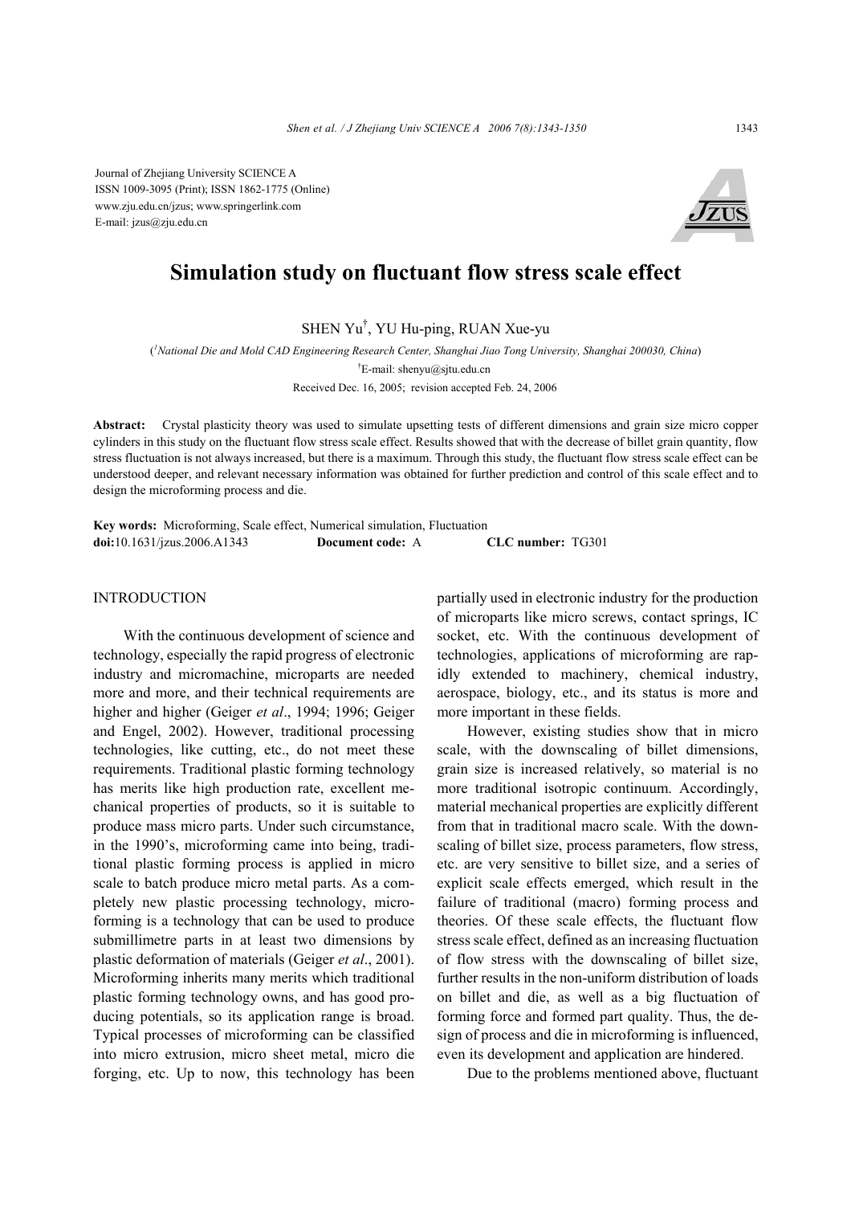Journal of Zhejiang University SCIENCE A
ISSN 1009-3095 (Print); ISSN 1862-1775 (Online)
www.zju.edu.cn/jzus; www.springerlink.com
E-mail: jzus@zju.edu.cn

# Simulation study on fluctuant flow stress scale effect

SHEN Yu[†], YU Hu-ping, RUAN Xue-yu

([†]*National Die and Mold CAD Engineering Research Center, Shanghai Jiao Tong University, Shanghai 200030, China*)

[†]E-mail: shenyu@sjtu.edu.cn

Received Dec. 16, 2005; revision accepted Feb. 24, 2006

**Abstract:** Crystal plasticity theory was used to simulate upsetting tests of different dimensions and grain size micro copper cylinders in this study on the fluctuant flow stress scale effect. Results showed that with the decrease of billet grain quantity, flow stress fluctuation is not always increased, but there is a maximum. Through this study, the fluctuant flow stress scale effect can be understood deeper, and relevant necessary information was obtained for further prediction and control of this scale effect and to design the microforming process and die.

**Key words:** Microforming, Scale effect, Numerical simulation, Fluctuation

**doi:**10.1631/jzus.2006.A1343 **Document code:** A **CLC number:** TG301

## INTRODUCTION

With the continuous development of science and technology, especially the rapid progress of electronic industry and micromachine, microparts are needed more and more, and their technical requirements are higher and higher (Geiger *et al*., 1994; 1996; Geiger and Engel, 2002). However, traditional processing technologies, like cutting, etc., do not meet these requirements. Traditional plastic forming technology has merits like high production rate, excellent mechanical properties of products, so it is suitable to produce mass micro parts. Under such circumstance, in the 1990's, microforming came into being, traditional plastic forming process is applied in micro scale to batch produce micro metal parts. As a completely new plastic processing technology, microforming is a technology that can be used to produce submillimetre parts in at least two dimensions by plastic deformation of materials (Geiger *et al*., 2001). Microforming inherits many merits which traditional plastic forming technology owns, and has good producing potentials, so its application range is broad. Typical processes of microforming can be classified into micro extrusion, micro sheet metal, micro die forging, etc. Up to now, this technology has been partially used in electronic industry for the production of microparts like micro screws, contact springs, IC socket, etc. With the continuous development of technologies, applications of microforming are rapidly extended to machinery, chemical industry, aerospace, biology, etc., and its status is more and more important in these fields.

However, existing studies show that in micro scale, with the downscaling of billet dimensions, grain size is increased relatively, so material is no more traditional isotropic continuum. Accordingly, material mechanical properties are explicitly different from that in traditional macro scale. With the downscaling of billet size, process parameters, flow stress, etc. are very sensitive to billet size, and a series of explicit scale effects emerged, which result in the failure of traditional (macro) forming process and theories. Of these scale effects, the fluctuant flow stress scale effect, defined as an increasing fluctuation of flow stress with the downscaling of billet size, further results in the non-uniform distribution of loads on billet and die, as well as a big fluctuation of forming force and formed part quality. Thus, the design of process and die in microforming is influenced, even its development and application are hindered.

Due to the problems mentioned above, fluctuant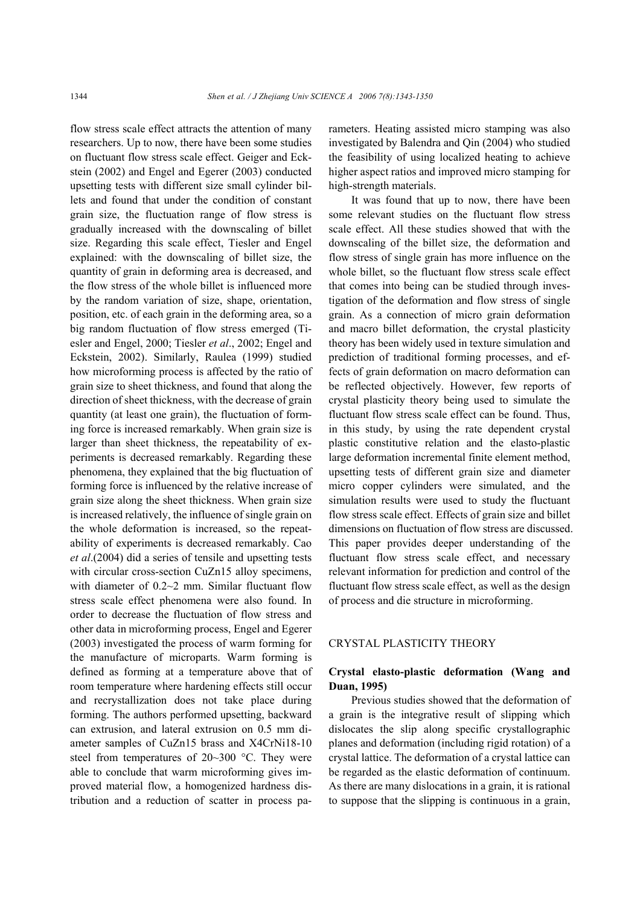flow stress scale effect attracts the attention of many researchers. Up to now, there have been some studies on fluctuant flow stress scale effect. Geiger and Eckstein (2002) and Engel and Egerer (2003) conducted upsetting tests with different size small cylinder billets and found that under the condition of constant grain size, the fluctuation range of flow stress is gradually increased with the downscaling of billet size. Regarding this scale effect, Tiesler and Engel explained: with the downscaling of billet size, the quantity of grain in deforming area is decreased, and the flow stress of the whole billet is influenced more by the random variation of size, shape, orientation, position, etc. of each grain in the deforming area, so a big random fluctuation of flow stress emerged (Tiesler and Engel, 2000; Tiesler *et al*., 2002; Engel and Eckstein, 2002). Similarly, Raulea (1999) studied how microforming process is affected by the ratio of grain size to sheet thickness, and found that along the direction of sheet thickness, with the decrease of grain quantity (at least one grain), the fluctuation of forming force is increased remarkably. When grain size is larger than sheet thickness, the repeatability of experiments is decreased remarkably. Regarding these phenomena, they explained that the big fluctuation of forming force is influenced by the relative increase of grain size along the sheet thickness. When grain size is increased relatively, the influence of single grain on the whole deformation is increased, so the repeatability of experiments is decreased remarkably. Cao *et al*.(2004) did a series of tensile and upsetting tests with circular cross-section CuZn15 alloy specimens, with diameter of 0.2~2 mm. Similar fluctuant flow stress scale effect phenomena were also found. In order to decrease the fluctuation of flow stress and other data in microforming process, Engel and Egerer (2003) investigated the process of warm forming for the manufacture of microparts. Warm forming is defined as forming at a temperature above that of room temperature where hardening effects still occur and recrystallization does not take place during forming. The authors performed upsetting, backward can extrusion, and lateral extrusion on 0.5 mm diameter samples of CuZn15 brass and X4CrNi18-10 steel from temperatures of 20~300 °C. They were able to conclude that warm microforming gives improved material flow, a homogenized hardness distribution and a reduction of scatter in process parameters. Heating assisted micro stamping was also investigated by Balendra and Qin (2004) who studied the feasibility of using localized heating to achieve higher aspect ratios and improved micro stamping for high-strength materials.

It was found that up to now, there have been some relevant studies on the fluctuant flow stress scale effect. All these studies showed that with the downscaling of the billet size, the deformation and flow stress of single grain has more influence on the whole billet, so the fluctuant flow stress scale effect that comes into being can be studied through investigation of the deformation and flow stress of single grain. As a connection of micro grain deformation and macro billet deformation, the crystal plasticity theory has been widely used in texture simulation and prediction of traditional forming processes, and effects of grain deformation on macro deformation can be reflected objectively. However, few reports of crystal plasticity theory being used to simulate the fluctuant flow stress scale effect can be found. Thus, in this study, by using the rate dependent crystal plastic constitutive relation and the elasto-plastic large deformation incremental finite element method, upsetting tests of different grain size and diameter micro copper cylinders were simulated, and the simulation results were used to study the fluctuant flow stress scale effect. Effects of grain size and billet dimensions on fluctuation of flow stress are discussed. This paper provides deeper understanding of the fluctuant flow stress scale effect, and necessary relevant information for prediction and control of the fluctuant flow stress scale effect, as well as the design of process and die structure in microforming.

## CRYSTAL PLASTICITY THEORY

### Crystal elasto-plastic deformation (Wang and Duan, 1995)

Previous studies showed that the deformation of a grain is the integrative result of slipping which dislocates the slip along specific crystallographic planes and deformation (including rigid rotation) of a crystal lattice. The deformation of a crystal lattice can be regarded as the elastic deformation of continuum. As there are many dislocations in a grain, it is rational to suppose that the slipping is continuous in a grain,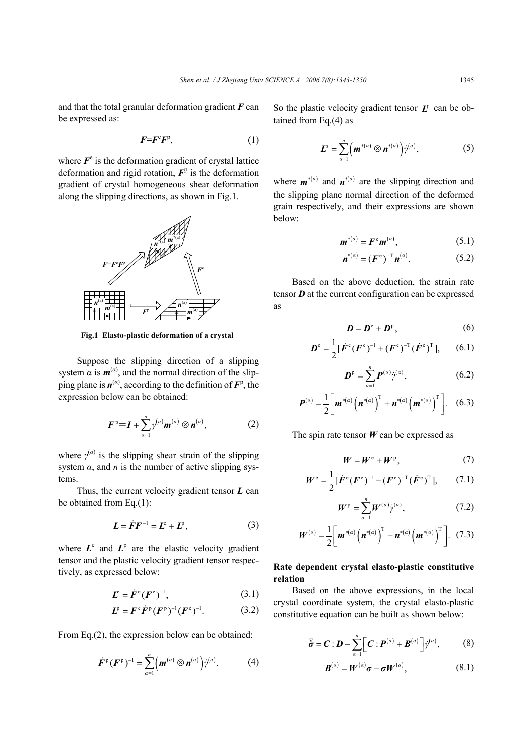and that the total granular deformation gradient $\boldsymbol{F}$ can be expressed as:

$$\boldsymbol{F}=\boldsymbol{F}^{\mathrm{e}}\boldsymbol{F}^{\mathrm{p}}, \tag{1}$$

where $\boldsymbol{F}^{\mathrm{e}}$ is the deformation gradient of crystal lattice deformation and rigid rotation, $\boldsymbol{F}^{\mathrm{p}}$ is the deformation gradient of crystal homogeneous shear deformation along the slipping directions, as shown in Fig.1.

**Fig.1 Elasto-plastic deformation of a crystal**

Suppose the slipping direction of a slipping system $\alpha$ is $\boldsymbol{m}^{(\alpha)}$, and the normal direction of the slipping plane is $\boldsymbol{n}^{(\alpha)}$, according to the definition of $\boldsymbol{F}^{\mathrm{p}}$, the expression below can be obtained:

$$\boldsymbol{F}^{\mathrm{p}}=\boldsymbol{I}+\sum_{\alpha=1}^{n}\gamma^{(\alpha)}\boldsymbol{m}^{(\alpha)}\otimes\boldsymbol{n}^{(\alpha)}, \tag{2}$$

where $\gamma^{(\alpha)}$ is the slipping shear strain of the slipping system $\alpha$, and $n$ is the number of active slipping systems.

Thus, the current velocity gradient tensor $\boldsymbol{L}$ can be obtained from Eq.(1):

$$\boldsymbol{L}=\dot{\boldsymbol{F}}\boldsymbol{F}^{-1}=\boldsymbol{L}^{\mathrm{e}}+\boldsymbol{L}^{\mathrm{p}}, \tag{3}$$

where $\boldsymbol{L}^{\mathrm{e}}$ and $\boldsymbol{L}^{\mathrm{p}}$ are the elastic velocity gradient tensor and the plastic velocity gradient tensor respectively, as expressed below:

$$\boldsymbol{L}^{\mathrm{e}}=\dot{\boldsymbol{F}}^{\mathrm{e}}(\boldsymbol{F}^{\mathrm{e}})^{-1}, \tag{3.1}$$

$$\boldsymbol{L}^{\mathrm{p}}=\boldsymbol{F}^{\mathrm{e}}\dot{\boldsymbol{F}}^{\mathrm{p}}(\boldsymbol{F}^{\mathrm{p}})^{-1}(\boldsymbol{F}^{\mathrm{e}})^{-1}. \tag{3.2}$$

From Eq.(2), the expression below can be obtained:

$$\dot{\boldsymbol{F}}^{\mathrm{p}}(\boldsymbol{F}^{\mathrm{p}})^{-1}=\sum_{\alpha=1}^{n}\left(\boldsymbol{m}^{(\alpha)}\otimes\boldsymbol{n}^{(\alpha)}\right)\dot{\gamma}^{(\alpha)}. \tag{4}$$

So the plastic velocity gradient tensor $\boldsymbol{L}^{\mathrm{p}}$ can be obtained from Eq.(4) as

$$\boldsymbol{L}^{\mathrm{p}}=\sum_{\alpha=1}^{n}\left(\boldsymbol{m}^{*(\alpha)}\otimes\boldsymbol{n}^{*(\alpha)}\right)\dot{\gamma}^{(\alpha)}, \tag{5}$$

where $\boldsymbol{m}^{*(\alpha)}$ and $\boldsymbol{n}^{*(\alpha)}$ are the slipping direction and the slipping plane normal direction of the deformed grain respectively, and their expressions are shown below:

$$\boldsymbol{m}^{*(\alpha)}=\boldsymbol{F}^{\mathrm{e}}\boldsymbol{m}^{(\alpha)}, \tag{5.1}$$

$$\boldsymbol{n}^{*(\alpha)}=(\boldsymbol{F}^{\mathrm{e}})^{-\mathrm{T}}\boldsymbol{n}^{(\alpha)}. \tag{5.2}$$

Based on the above deduction, the strain rate tensor $\boldsymbol{D}$ at the current configuration can be expressed as

$$\boldsymbol{D}=\boldsymbol{D}^{\mathrm{e}}+\boldsymbol{D}^{\mathrm{p}}, \tag{6}$$

$$\boldsymbol{D}^{\mathrm{e}}=\frac{1}{2}[\dot{\boldsymbol{F}}^{\mathrm{e}}(\boldsymbol{F}^{\mathrm{e}})^{-1}+(\boldsymbol{F}^{\mathrm{e}})^{-\mathrm{T}}(\dot{\boldsymbol{F}}^{\mathrm{e}})^{\mathrm{T}}], \tag{6.1}$$

$$\boldsymbol{D}^{\mathrm{p}}=\sum_{\alpha=1}^{n}\boldsymbol{P}^{(\alpha)}\dot{\gamma}^{(\alpha)}, \tag{6.2}$$

$$\boldsymbol{P}^{(\alpha)}=\frac{1}{2}\left[\boldsymbol{m}^{*(\alpha)}\left(\boldsymbol{n}^{*(\alpha)}\right)^{\mathrm{T}}+\boldsymbol{n}^{*(\alpha)}\left(\boldsymbol{m}^{*(\alpha)}\right)^{\mathrm{T}}\right]. \tag{6.3}$$

The spin rate tensor $\boldsymbol{W}$ can be expressed as

$$\boldsymbol{W}=\boldsymbol{W}^{\mathrm{e}}+\boldsymbol{W}^{\mathrm{p}}, \tag{7}$$

$$\boldsymbol{W}^{\mathrm{e}}=\frac{1}{2}[\dot{\boldsymbol{F}}^{\mathrm{e}}(\boldsymbol{F}^{\mathrm{e}})^{-1}-(\boldsymbol{F}^{\mathrm{e}})^{-\mathrm{T}}(\dot{\boldsymbol{F}}^{\mathrm{e}})^{\mathrm{T}}], \tag{7.1}$$

$$\boldsymbol{W}^{\mathrm{p}}=\sum_{\alpha=1}^{n}\boldsymbol{W}^{(\alpha)}\dot{\gamma}^{(\alpha)}, \tag{7.2}$$

$$\boldsymbol{W}^{(\alpha)}=\frac{1}{2}\left[\boldsymbol{m}^{*(\alpha)}\left(\boldsymbol{n}^{*(\alpha)}\right)^{\mathrm{T}}-\boldsymbol{n}^{*(\alpha)}\left(\boldsymbol{m}^{*(\alpha)}\right)^{\mathrm{T}}\right]. \tag{7.3}$$

## Rate dependent crystal elasto-plastic constitutive relation

Based on the above expressions, in the local crystal coordinate system, the crystal elasto-plastic constitutive equation can be built as shown below:

$$\overset{\nabla}{\boldsymbol{\sigma}}=\boldsymbol{C}:\boldsymbol{D}-\sum_{\alpha=1}^{n}\left[\boldsymbol{C}:\boldsymbol{P}^{(\alpha)}+\boldsymbol{B}^{(\alpha)}\right]\dot{\gamma}^{(\alpha)}, \tag{8}$$

$$\boldsymbol{B}^{(\alpha)}=\boldsymbol{W}^{(\alpha)}\boldsymbol{\sigma}-\boldsymbol{\sigma}\boldsymbol{W}^{(\alpha)}, \tag{8.1}$$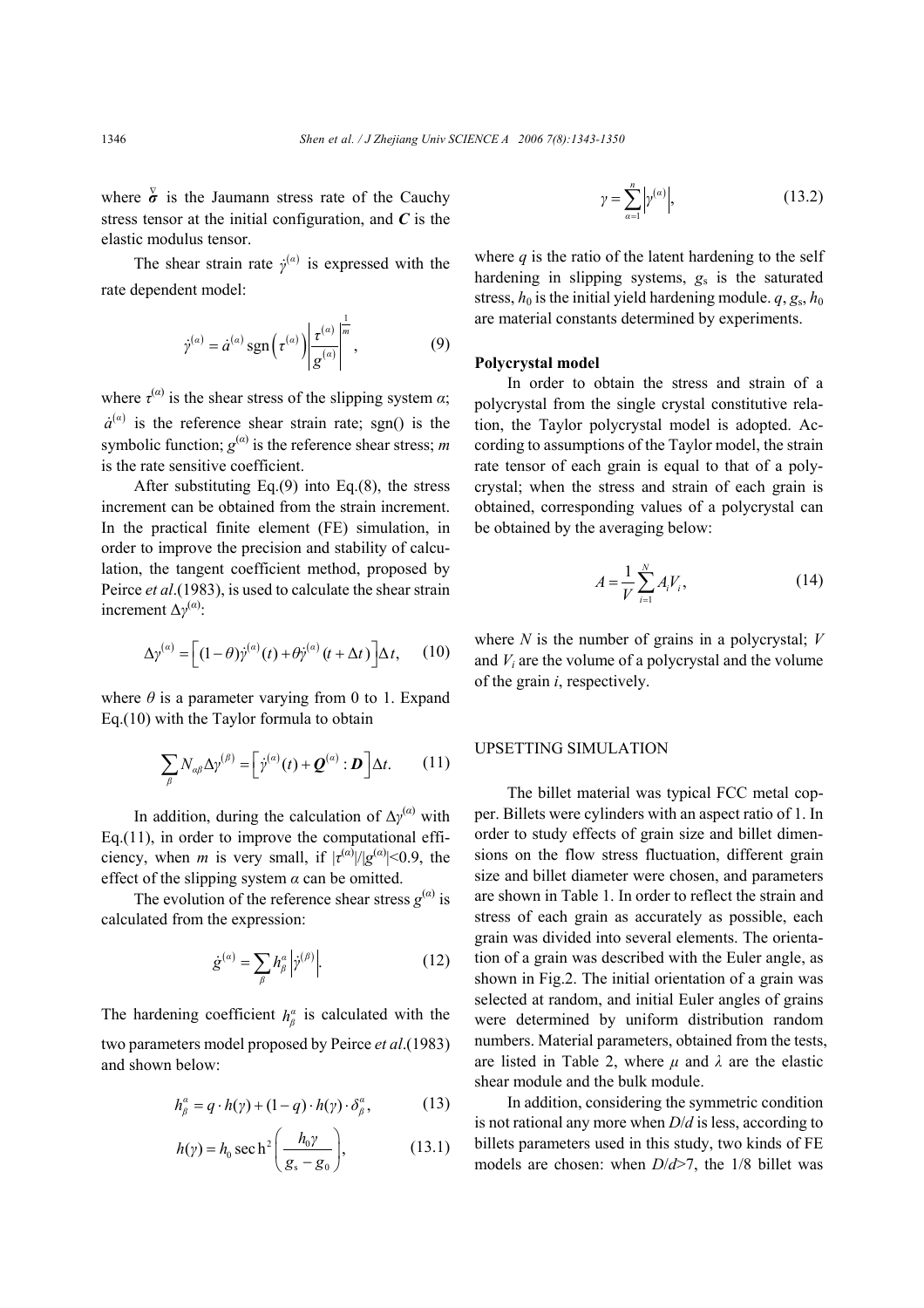where $\overset{\triangledown}{\boldsymbol{\sigma}}$ is the Jaumann stress rate of the Cauchy stress tensor at the initial configuration, and $\boldsymbol{C}$ is the elastic modulus tensor.

The shear strain rate $\dot{\gamma}^{(\alpha)}$ is expressed with the rate dependent model:

$$\dot{\gamma}^{(\alpha)} = \dot{a}^{(\alpha)} \operatorname{sgn}\left(\tau^{(\alpha)}\right) \left| \frac{\tau^{(\alpha)}}{g^{(\alpha)}} \right|^{\frac{1}{m}}, \tag{9}$$

where $\tau^{(\alpha)}$ is the shear stress of the slipping system $\alpha$; $\dot{a}^{(\alpha)}$ is the reference shear strain rate; sgn() is the symbolic function; $g^{(\alpha)}$ is the reference shear stress; $m$ is the rate sensitive coefficient.

After substituting Eq.(9) into Eq.(8), the stress increment can be obtained from the strain increment. In the practical finite element (FE) simulation, in order to improve the precision and stability of calculation, the tangent coefficient method, proposed by Peirce *et al*.(1983), is used to calculate the shear strain increment $\Delta\gamma^{(\alpha)}$:

$$\Delta\gamma^{(\alpha)} = \left[ (1-\theta)\dot{\gamma}^{(\alpha)}(t) + \theta\dot{\gamma}^{(\alpha)}(t+\Delta t) \right] \Delta t, \tag{10}$$

where $\theta$ is a parameter varying from 0 to 1. Expand Eq.(10) with the Taylor formula to obtain

$$\sum_{\beta} N_{\alpha\beta} \Delta\gamma^{(\beta)} = \left[ \dot{\gamma}^{(\alpha)}(t) + \boldsymbol{Q}^{(\alpha)} : \boldsymbol{D} \right] \Delta t. \tag{11}$$

In addition, during the calculation of $\Delta\gamma^{(\alpha)}$ with Eq.(11), in order to improve the computational efficiency, when $m$ is very small, if $|\tau^{(\alpha)}|/|g^{(\alpha)}|<0.9$, the effect of the slipping system $\alpha$ can be omitted.

The evolution of the reference shear stress $g^{(\alpha)}$ is calculated from the expression:

$$\dot{g}^{(\alpha)} = \sum_{\beta} h_{\beta}^{\alpha} \left| \dot{\gamma}^{(\beta)} \right|. \tag{12}$$

The hardening coefficient $h_{\beta}^{\alpha}$ is calculated with the two parameters model proposed by Peirce *et al*.(1983) and shown below:

$$h_{\beta}^{\alpha} = q \cdot h(\gamma) + (1-q) \cdot h(\gamma) \cdot \delta_{\beta}^{\alpha}, \tag{13}$$

$$h(\gamma) = h_0 \operatorname{sech}^2 \left( \frac{h_0 \gamma}{g_s - g_0} \right), \tag{13.1}$$

$$\gamma = \sum_{\alpha=1}^{n} \left| \gamma^{(\alpha)} \right|, \tag{13.2}$$

where $q$ is the ratio of the latent hardening to the self hardening in slipping systems, $g_s$ is the saturated stress, $h_0$ is the initial yield hardening module. $q$, $g_s$, $h_0$ are material constants determined by experiments.

**Polycrystal model**

In order to obtain the stress and strain of a polycrystal from the single crystal constitutive relation, the Taylor polycrystal model is adopted. According to assumptions of the Taylor model, the strain rate tensor of each grain is equal to that of a polycrystal; when the stress and strain of each grain is obtained, corresponding values of a polycrystal can be obtained by the averaging below:

$$A = \frac{1}{V} \sum_{i=1}^{N} A_i V_i, \tag{14}$$

where $N$ is the number of grains in a polycrystal; $V$ and $V_i$ are the volume of a polycrystal and the volume of the grain $i$, respectively.

## UPSETTING SIMULATION

The billet material was typical FCC metal copper. Billets were cylinders with an aspect ratio of 1. In order to study effects of grain size and billet dimensions on the flow stress fluctuation, different grain size and billet diameter were chosen, and parameters are shown in Table 1. In order to reflect the strain and stress of each grain as accurately as possible, each grain was divided into several elements. The orientation of a grain was described with the Euler angle, as shown in Fig.2. The initial orientation of a grain was selected at random, and initial Euler angles of grains were determined by uniform distribution random numbers. Material parameters, obtained from the tests, are listed in Table 2, where $\mu$ and $\lambda$ are the elastic shear module and the bulk module.

In addition, considering the symmetric condition is not rational any more when $D/d$ is less, according to billets parameters used in this study, two kinds of FE models are chosen: when $D/d>7$, the 1/8 billet was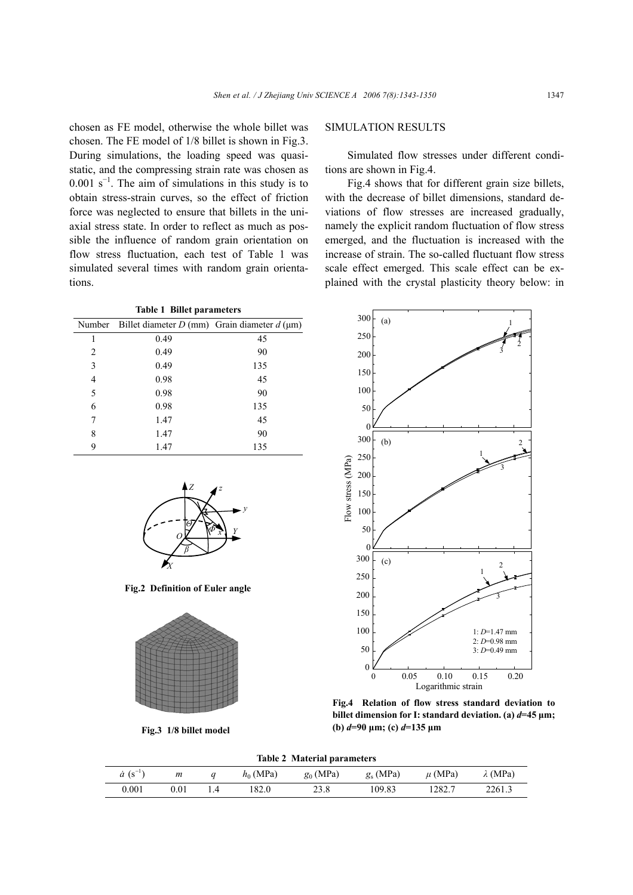chosen as FE model, otherwise the whole billet was chosen. The FE model of 1/8 billet is shown in Fig.3. During simulations, the loading speed was quasi-static, and the compressing strain rate was chosen as $0.001\ \text{s}^{-1}$. The aim of simulations in this study is to obtain stress-strain curves, so the effect of friction force was neglected to ensure that billets in the uniaxial stress state. In order to reflect as much as possible the influence of random grain orientation on flow stress fluctuation, each test of Table 1 was simulated several times with random grain orientations.

**Table 1 Billet parameters**

| Number | Billet diameter $D$ (mm) | Grain diameter $d$ (μm) |
|---|---|---|
| 1 | 0.49 | 45 |
| 2 | 0.49 | 90 |
| 3 | 0.49 | 135 |
| 4 | 0.98 | 45 |
| 5 | 0.98 | 90 |
| 6 | 0.98 | 135 |
| 7 | 1.47 | 45 |
| 8 | 1.47 | 90 |
| 9 | 1.47 | 135 |

**Fig.2 Definition of Euler angle**

**Fig.3 1/8 billet model**

## SIMULATION RESULTS

Simulated flow stresses under different conditions are shown in Fig.4.

Fig.4 shows that for different grain size billets, with the decrease of billet dimensions, standard deviations of flow stresses are increased gradually, namely the explicit random fluctuation of flow stress emerged, and the fluctuation is increased with the increase of strain. The so-called fluctuant flow stress scale effect emerged. This scale effect can be explained with the crystal plasticity theory below: in

**Fig.4 Relation of flow stress standard deviation to billet dimension for I: standard deviation. (a) $d$=45 μm; (b) $d$=90 μm; (c) $d$=135 μm**

**Table 2 Material parameters**

| $\dot{a}$ (s$^{-1}$) | $m$ | $q$ | $h_0$ (MPa) | $g_0$ (MPa) | $g_s$ (MPa) | $\mu$ (MPa) | $\lambda$ (MPa) |
|---|---|---|---|---|---|---|---|
| 0.001 | 0.01 | 1.4 | 182.0 | 23.8 | 109.83 | 1282.7 | 2261.3 |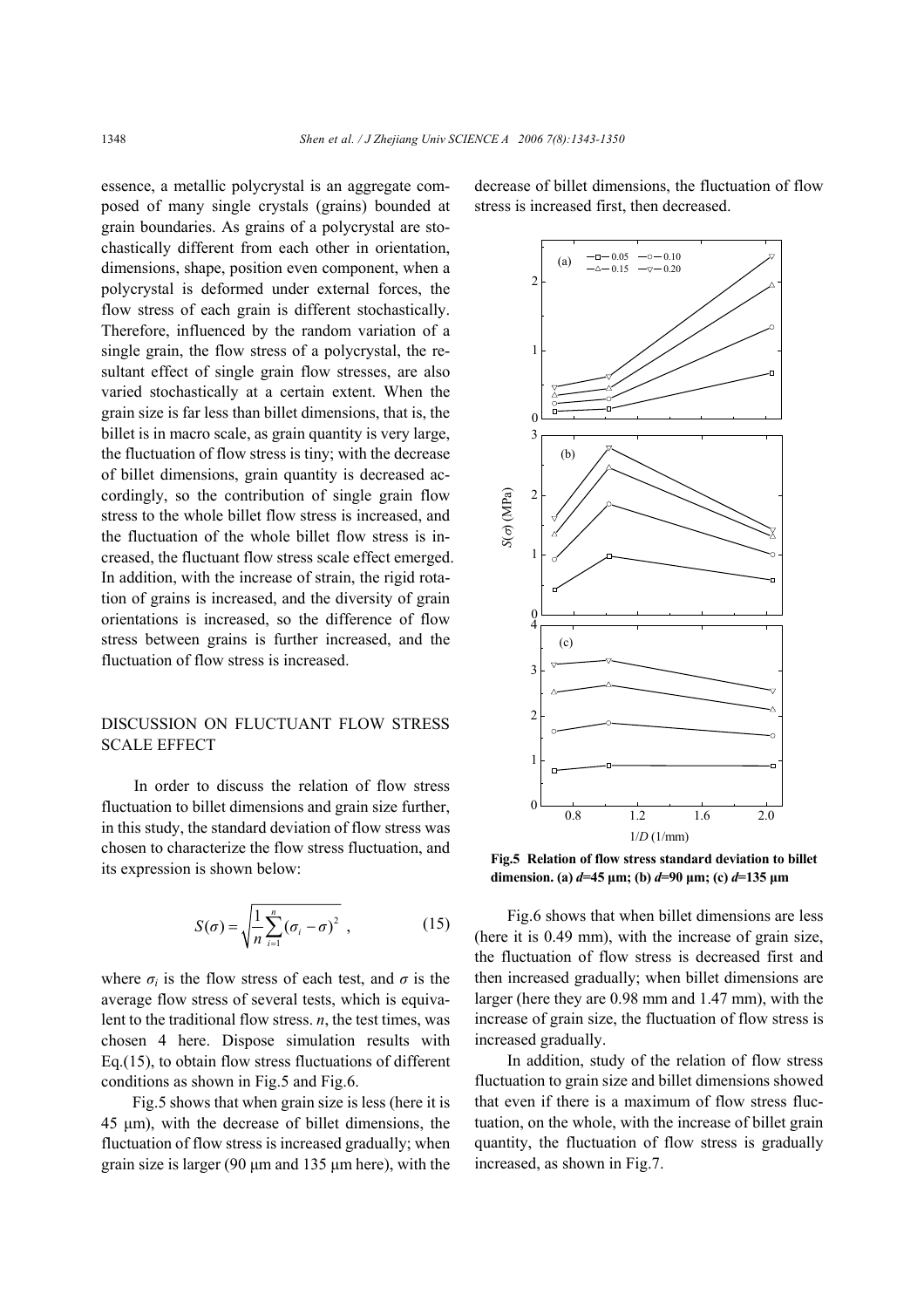essence, a metallic polycrystal is an aggregate composed of many single crystals (grains) bounded at grain boundaries. As grains of a polycrystal are stochastically different from each other in orientation, dimensions, shape, position even component, when a polycrystal is deformed under external forces, the flow stress of each grain is different stochastically. Therefore, influenced by the random variation of a single grain, the flow stress of a polycrystal, the resultant effect of single grain flow stresses, are also varied stochastically at a certain extent. When the grain size is far less than billet dimensions, that is, the billet is in macro scale, as grain quantity is very large, the fluctuation of flow stress is tiny; with the decrease of billet dimensions, grain quantity is decreased accordingly, so the contribution of single grain flow stress to the whole billet flow stress is increased, and the fluctuation of the whole billet flow stress is increased, the fluctuant flow stress scale effect emerged. In addition, with the increase of strain, the rigid rotation of grains is increased, and the diversity of grain orientations is increased, so the difference of flow stress between grains is further increased, and the fluctuation of flow stress is increased.

## DISCUSSION ON FLUCTUANT FLOW STRESS SCALE EFFECT

In order to discuss the relation of flow stress fluctuation to billet dimensions and grain size further, in this study, the standard deviation of flow stress was chosen to characterize the flow stress fluctuation, and its expression is shown below:

$$S(\sigma)=\sqrt{\frac{1}{n}\sum_{i=1}^{n}(\sigma_i-\sigma)^2}\ , \tag{15}$$

where $\sigma_i$ is the flow stress of each test, and $\sigma$ is the average flow stress of several tests, which is equivalent to the traditional flow stress. $n$, the test times, was chosen 4 here. Dispose simulation results with Eq.(15), to obtain flow stress fluctuations of different conditions as shown in Fig.5 and Fig.6.

Fig.5 shows that when grain size is less (here it is 45 μm), with the decrease of billet dimensions, the fluctuation of flow stress is increased gradually; when grain size is larger (90 μm and 135 μm here), with the decrease of billet dimensions, the fluctuation of flow stress is increased first, then decreased.

**Fig.5 Relation of flow stress standard deviation to billet dimension. (a) $d$=45 μm; (b) $d$=90 μm; (c) $d$=135 μm**

Fig.6 shows that when billet dimensions are less (here it is 0.49 mm), with the increase of grain size, the fluctuation of flow stress is decreased first and then increased gradually; when billet dimensions are larger (here they are 0.98 mm and 1.47 mm), with the increase of grain size, the fluctuation of flow stress is increased gradually.

In addition, study of the relation of flow stress fluctuation to grain size and billet dimensions showed that even if there is a maximum of flow stress fluctuation, on the whole, with the increase of billet grain quantity, the fluctuation of flow stress is gradually increased, as shown in Fig.7.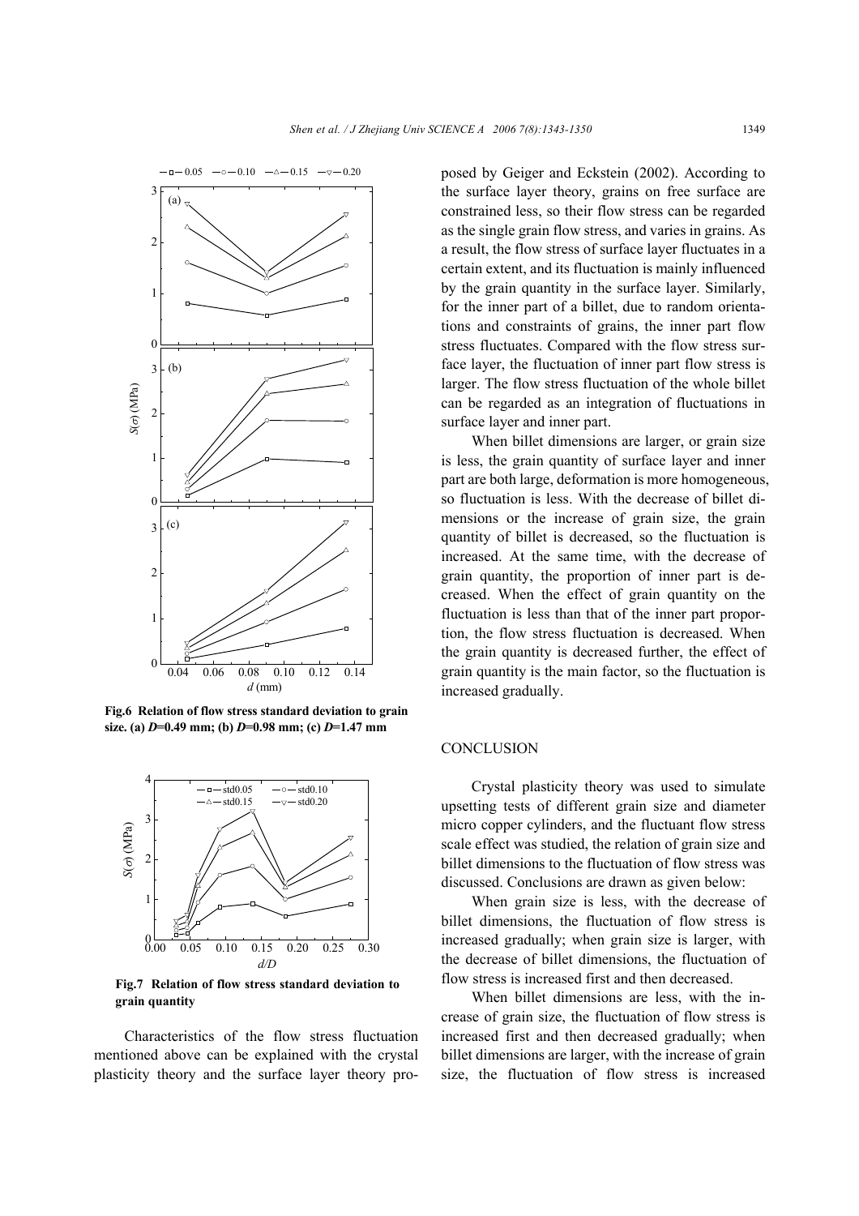—□— 0.05 —○— 0.10 —△— 0.15 —▽— 0.20

(a)

(b)

(c)

$S(\sigma)$ (MPa)

0 1 2 3

0.04 0.06 0.08 0.10 0.12 0.14

$d$ (mm)

**Fig.6 Relation of flow stress standard deviation to grain size. (a) $D$=0.49 mm; (b) $D$=0.98 mm; (c) $D$=1.47 mm**

—□— std0.05 —○— std0.10 —△— std0.15 —▽— std0.20

$S(\sigma)$ (MPa)

0 1 2 3 4

0.00 0.05 0.10 0.15 0.20 0.25 0.30

$d/D$

**Fig.7 Relation of flow stress standard deviation to grain quantity**

Characteristics of the flow stress fluctuation mentioned above can be explained with the crystal plasticity theory and the surface layer theory proposed by Geiger and Eckstein (2002). According to the surface layer theory, grains on free surface are constrained less, so their flow stress can be regarded as the single grain flow stress, and varies in grains. As a result, the flow stress of surface layer fluctuates in a certain extent, and its fluctuation is mainly influenced by the grain quantity in the surface layer. Similarly, for the inner part of a billet, due to random orientations and constraints of grains, the inner part flow stress fluctuates. Compared with the flow stress surface layer, the fluctuation of inner part flow stress is larger. The flow stress fluctuation of the whole billet can be regarded as an integration of fluctuations in surface layer and inner part.

When billet dimensions are larger, or grain size is less, the grain quantity of surface layer and inner part are both large, deformation is more homogeneous, so fluctuation is less. With the decrease of billet dimensions or the increase of grain size, the grain quantity of billet is decreased, so the fluctuation is increased. At the same time, with the decrease of grain quantity, the proportion of inner part is decreased. When the effect of grain quantity on the fluctuation is less than that of the inner part proportion, the flow stress fluctuation is decreased. When the grain quantity is decreased further, the effect of grain quantity is the main factor, so the fluctuation is increased gradually.

## CONCLUSION

Crystal plasticity theory was used to simulate upsetting tests of different grain size and diameter micro copper cylinders, and the fluctuant flow stress scale effect was studied, the relation of grain size and billet dimensions to the fluctuation of flow stress was discussed. Conclusions are drawn as given below:

When grain size is less, with the decrease of billet dimensions, the fluctuation of flow stress is increased gradually; when grain size is larger, with the decrease of billet dimensions, the fluctuation of flow stress is increased first and then decreased.

When billet dimensions are less, with the increase of grain size, the fluctuation of flow stress is increased first and then decreased gradually; when billet dimensions are larger, with the increase of grain size, the fluctuation of flow stress is increased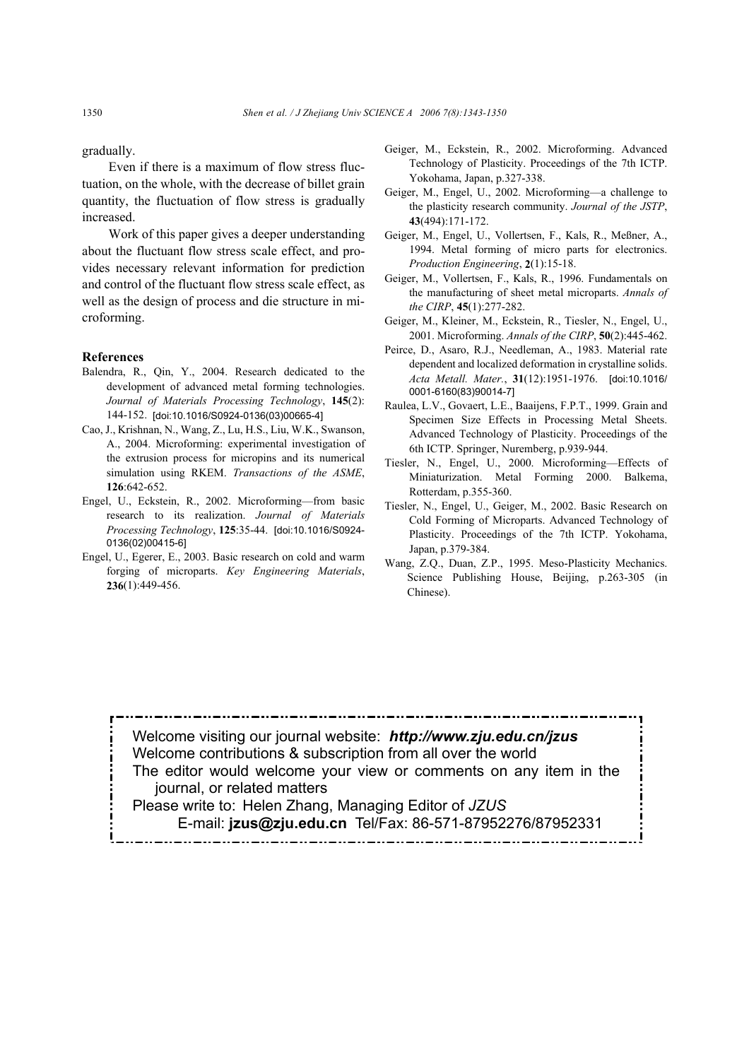gradually.

Even if there is a maximum of flow stress fluctuation, on the whole, with the decrease of billet grain quantity, the fluctuation of flow stress is gradually increased.

Work of this paper gives a deeper understanding about the fluctuant flow stress scale effect, and provides necessary relevant information for prediction and control of the fluctuant flow stress scale effect, as well as the design of process and die structure in microforming.

## References

Balendra, R., Qin, Y., 2004. Research dedicated to the development of advanced metal forming technologies. *Journal of Materials Processing Technology*, **145**(2): 144-152. [doi:10.1016/S0924-0136(03)00665-4]

Cao, J., Krishnan, N., Wang, Z., Lu, H.S., Liu, W.K., Swanson, A., 2004. Microforming: experimental investigation of the extrusion process for micropins and its numerical simulation using RKEM. *Transactions of the ASME*, **126**:642-652.

Engel, U., Eckstein, R., 2002. Microforming—from basic research to its realization. *Journal of Materials Processing Technology*, **125**:35-44. [doi:10.1016/S0924-0136(02)00415-6]

Engel, U., Egerer, E., 2003. Basic research on cold and warm forging of microparts. *Key Engineering Materials*, **236**(1):449-456.

Geiger, M., Eckstein, R., 2002. Microforming. Advanced Technology of Plasticity. Proceedings of the 7th ICTP. Yokohama, Japan, p.327-338.

Geiger, M., Engel, U., 2002. Microforming—a challenge to the plasticity research community. *Journal of the JSTP*, **43**(494):171-172.

Geiger, M., Engel, U., Vollertsen, F., Kals, R., Meßner, A., 1994. Metal forming of micro parts for electronics. *Production Engineering*, **2**(1):15-18.

Geiger, M., Vollertsen, F., Kals, R., 1996. Fundamentals on the manufacturing of sheet metal microparts. *Annals of the CIRP*, **45**(1):277-282.

Geiger, M., Kleiner, M., Eckstein, R., Tiesler, N., Engel, U., 2001. Microforming. *Annals of the CIRP*, **50**(2):445-462.

Peirce, D., Asaro, R.J., Needleman, A., 1983. Material rate dependent and localized deformation in crystalline solids. *Acta Metall. Mater.*, **31**(12):1951-1976. [doi:10.1016/0001-6160(83)90014-7]

Raulea, L.V., Govaert, L.E., Baaijens, F.P.T., 1999. Grain and Specimen Size Effects in Processing Metal Sheets. Advanced Technology of Plasticity. Proceedings of the 6th ICTP. Springer, Nuremberg, p.939-944.

Tiesler, N., Engel, U., 2000. Microforming—Effects of Miniaturization. Metal Forming 2000. Balkema, Rotterdam, p.355-360.

Tiesler, N., Engel, U., Geiger, M., 2002. Basic Research on Cold Forming of Microparts. Advanced Technology of Plasticity. Proceedings of the 7th ICTP. Yokohama, Japan, p.379-384.

Wang, Z.Q., Duan, Z.P., 1995. Meso-Plasticity Mechanics. Science Publishing House, Beijing, p.263-305 (in Chinese).

Welcome visiting our journal website: ***http://www.zju.edu.cn/jzus***
Welcome contributions & subscription from all over the world
The editor would welcome your view or comments on any item in the journal, or related matters
Please write to: Helen Zhang, Managing Editor of *JZUS*
E-mail: **jzus@zju.edu.cn** Tel/Fax: 86-571-87952276/87952331